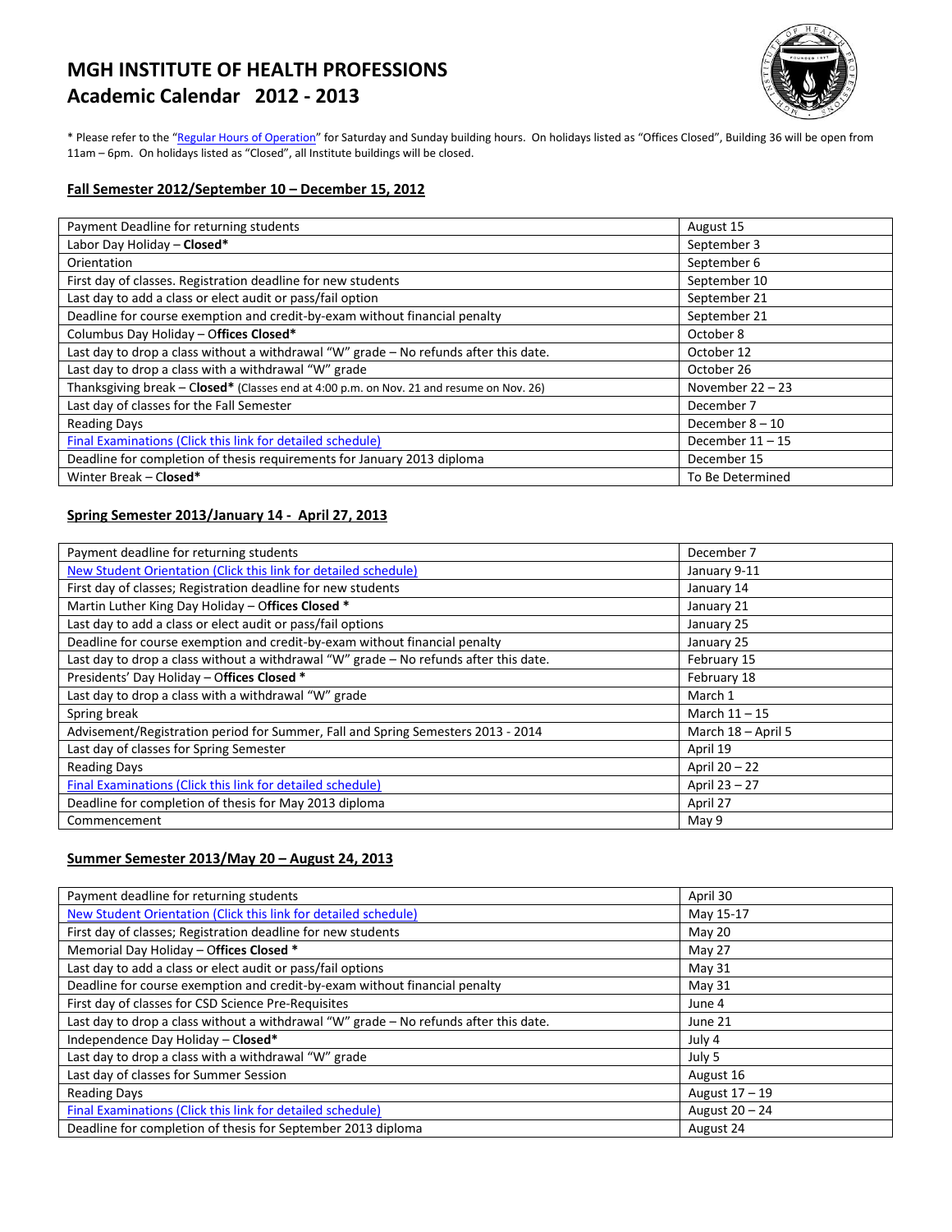# MGH INSTITUTE OF HEALTH PROFESSIONS
# Academic Calendar 2012 - 2013

* Please refer to the "Regular Hours of Operation" for Saturday and Sunday building hours. On holidays listed as "Offices Closed", Building 36 will be open from 11am – 6pm. On holidays listed as "Closed", all Institute buildings will be closed.

## Fall Semester 2012/September 10 – December 15, 2012

| | |
|---|---|
| Payment Deadline for returning students | August 15 |
| Labor Day Holiday – **Closed*** | September 3 |
| Orientation | September 6 |
| First day of classes. Registration deadline for new students | September 10 |
| Last day to add a class or elect audit or pass/fail option | September 21 |
| Deadline for course exemption and credit-by-exam without financial penalty | September 21 |
| Columbus Day Holiday – **Offices Closed*** | October 8 |
| Last day to drop a class without a withdrawal "W" grade – No refunds after this date. | October 12 |
| Last day to drop a class with a withdrawal "W" grade | October 26 |
| Thanksgiving break – **Closed*** (Classes end at 4:00 p.m. on Nov. 21 and resume on Nov. 26) | November 22 – 23 |
| Last day of classes for the Fall Semester | December 7 |
| Reading Days | December 8 – 10 |
| Final Examinations (Click this link for detailed schedule) | December 11 – 15 |
| Deadline for completion of thesis requirements for January 2013 diploma | December 15 |
| Winter Break – **Closed*** | To Be Determined |

## Spring Semester 2013/January 14 - April 27, 2013

| | |
|---|---|
| Payment deadline for returning students | December 7 |
| New Student Orientation (Click this link for detailed schedule) | January 9-11 |
| First day of classes; Registration deadline for new students | January 14 |
| Martin Luther King Day Holiday – **Offices Closed** * | January 21 |
| Last day to add a class or elect audit or pass/fail options | January 25 |
| Deadline for course exemption and credit-by-exam without financial penalty | January 25 |
| Last day to drop a class without a withdrawal "W" grade – No refunds after this date. | February 15 |
| Presidents' Day Holiday – **Offices Closed** * | February 18 |
| Last day to drop a class with a withdrawal "W" grade | March 1 |
| Spring break | March 11 – 15 |
| Advisement/Registration period for Summer, Fall and Spring Semesters 2013 - 2014 | March 18 – April 5 |
| Last day of classes for Spring Semester | April 19 |
| Reading Days | April 20 – 22 |
| Final Examinations (Click this link for detailed schedule) | April 23 – 27 |
| Deadline for completion of thesis for May 2013 diploma | April 27 |
| Commencement | May 9 |

## Summer Semester 2013/May 20 – August 24, 2013

| | |
|---|---|
| Payment deadline for returning students | April 30 |
| New Student Orientation (Click this link for detailed schedule) | May 15-17 |
| First day of classes; Registration deadline for new students | May 20 |
| Memorial Day Holiday – **Offices Closed** * | May 27 |
| Last day to add a class or elect audit or pass/fail options | May 31 |
| Deadline for course exemption and credit-by-exam without financial penalty | May 31 |
| First day of classes for CSD Science Pre-Requisites | June 4 |
| Last day to drop a class without a withdrawal "W" grade – No refunds after this date. | June 21 |
| Independence Day Holiday – **Closed*** | July 4 |
| Last day to drop a class with a withdrawal "W" grade | July 5 |
| Last day of classes for Summer Session | August 16 |
| Reading Days | August 17 – 19 |
| Final Examinations (Click this link for detailed schedule) | August 20 – 24 |
| Deadline for completion of thesis for September 2013 diploma | August 24 |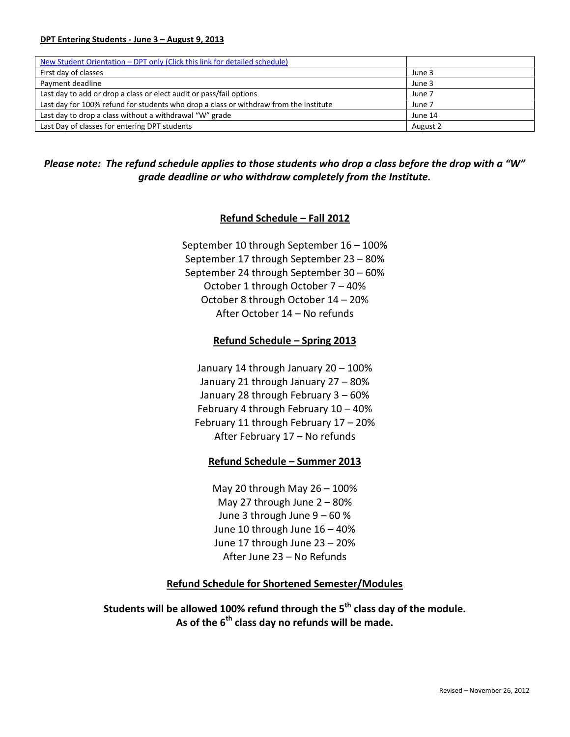**DPT Entering Students - June 3 – August 9, 2013**

| | |
|---|---|
| New Student Orientation – DPT only (Click this link for detailed schedule) | |
| First day of classes | June 3 |
| Payment deadline | June 3 |
| Last day to add or drop a class or elect audit or pass/fail options | June 7 |
| Last day for 100% refund for students who drop a class or withdraw from the Institute | June 7 |
| Last day to drop a class without a withdrawal "W" grade | June 14 |
| Last Day of classes for entering DPT students | August 2 |

***Please note: The refund schedule applies to those students who drop a class before the drop with a "W" grade deadline or who withdraw completely from the Institute.***

## Refund Schedule – Fall 2012

September 10 through September 16 – 100%
September 17 through September 23 – 80%
September 24 through September 30 – 60%
October 1 through October 7 – 40%
October 8 through October 14 – 20%
After October 14 – No refunds

## Refund Schedule – Spring 2013

January 14 through January 20 – 100%
January 21 through January 27 – 80%
January 28 through February 3 – 60%
February 4 through February 10 – 40%
February 11 through February 17 – 20%
After February 17 – No refunds

## Refund Schedule – Summer 2013

May 20 through May 26 – 100%
May 27 through June 2 – 80%
June 3 through June 9 – 60 %
June 10 through June 16 – 40%
June 17 through June 23 – 20%
After June 23 – No Refunds

## Refund Schedule for Shortened Semester/Modules

**Students will be allowed 100% refund through the 5th class day of the module. As of the 6th class day no refunds will be made.**

Revised – November 26, 2012